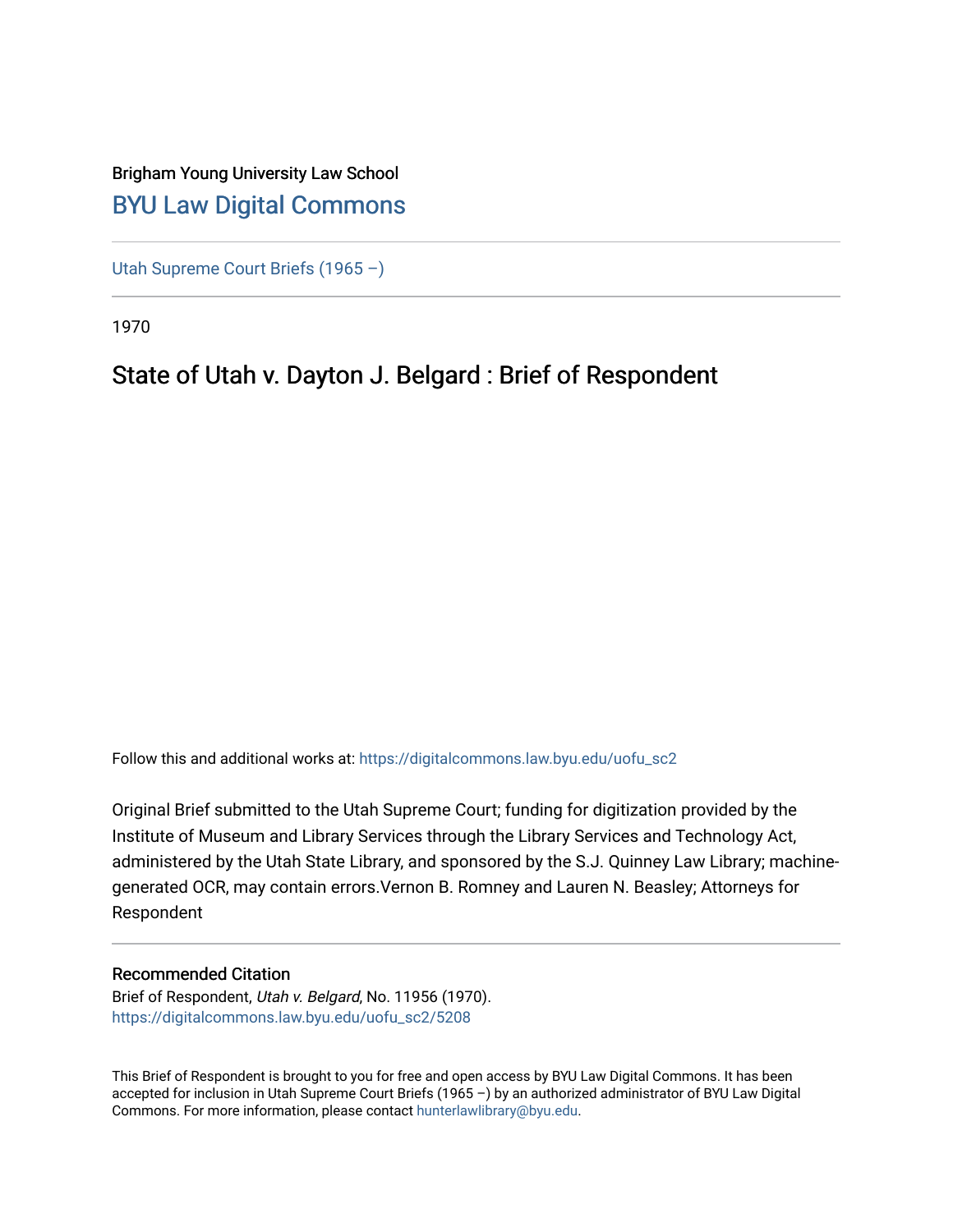Brigham Young University Law School

# BYU Law Digital Commons

Utah Supreme Court Briefs (1965 –)

1970

## State of Utah v. Dayton J. Belgard : Brief of Respondent

Follow this and additional works at: https://digitalcommons.law.byu.edu/uofu_sc2

Original Brief submitted to the Utah Supreme Court; funding for digitization provided by the Institute of Museum and Library Services through the Library Services and Technology Act, administered by the Utah State Library, and sponsored by the S.J. Quinney Law Library; machine-generated OCR, may contain errors.Vernon B. Romney and Lauren N. Beasley; Attorneys for Respondent

### Recommended Citation

Brief of Respondent, *Utah v. Belgard*, No. 11956 (1970).
https://digitalcommons.law.byu.edu/uofu_sc2/5208

This Brief of Respondent is brought to you for free and open access by BYU Law Digital Commons. It has been accepted for inclusion in Utah Supreme Court Briefs (1965 –) by an authorized administrator of BYU Law Digital Commons. For more information, please contact hunterlawlibrary@byu.edu.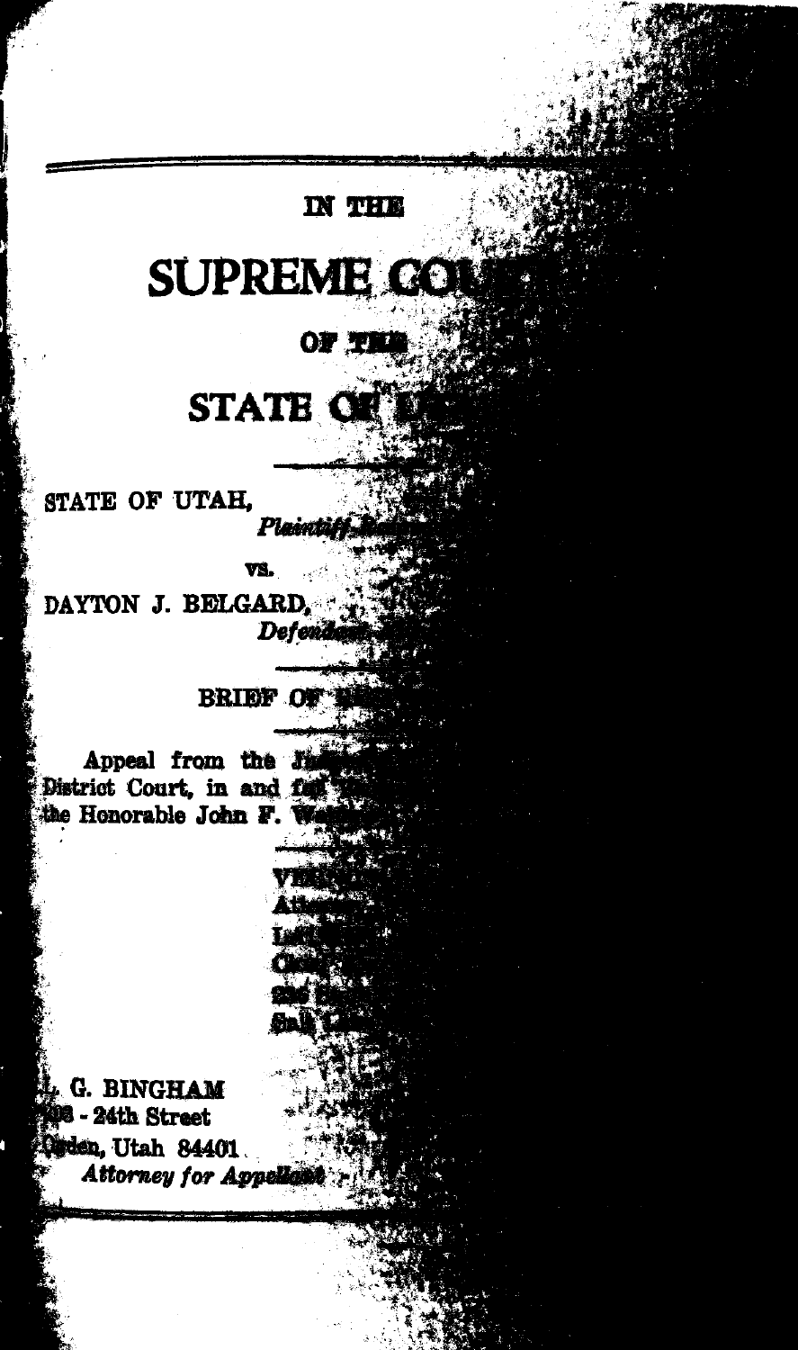IN THE

# SUPREME CO

OF THE

# STATE OF U

STATE OF UTAH,

*Plaintiff-Res*

vs.

DAYTON J. BELGARD,

*Defendan*

BRIEF OF

Appeal from the Ju
District Court, in and fo
the Honorable John F. W

L. G. BINGHAM
208 - 24th Street
Ogden, Utah 84401
*Attorney for Appellant*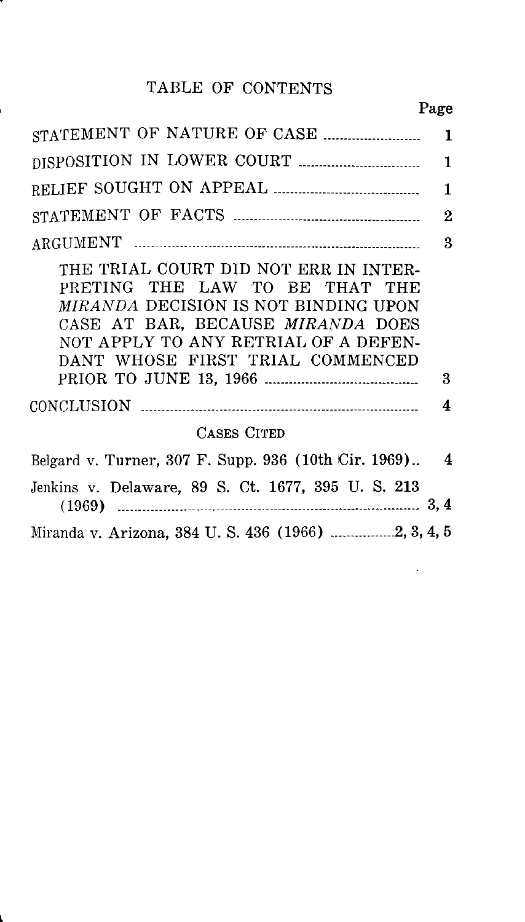# TABLE OF CONTENTS

| | Page |
|---|---|
| STATEMENT OF NATURE OF CASE | 1 |
| DISPOSITION IN LOWER COURT | 1 |
| RELIEF SOUGHT ON APPEAL | 1 |
| STATEMENT OF FACTS | 2 |
| ARGUMENT | 3 |
| THE TRIAL COURT DID NOT ERR IN INTERPRETING THE LAW TO BE THAT THE *MIRANDA* DECISION IS NOT BINDING UPON CASE AT BAR, BECAUSE *MIRANDA* DOES NOT APPLY TO ANY RETRIAL OF A DEFENDANT WHOSE FIRST TRIAL COMMENCED PRIOR TO JUNE 13, 1966 | 3 |
| CONCLUSION | 4 |

## CASES CITED

| | |
|---|---|
| Belgard v. Turner, 307 F. Supp. 936 (10th Cir. 1969) | 4 |
| Jenkins v. Delaware, 89 S. Ct. 1677, 395 U. S. 213 (1969) | 3, 4 |
| Miranda v. Arizona, 384 U. S. 436 (1966) | 2, 3, 4, 5 |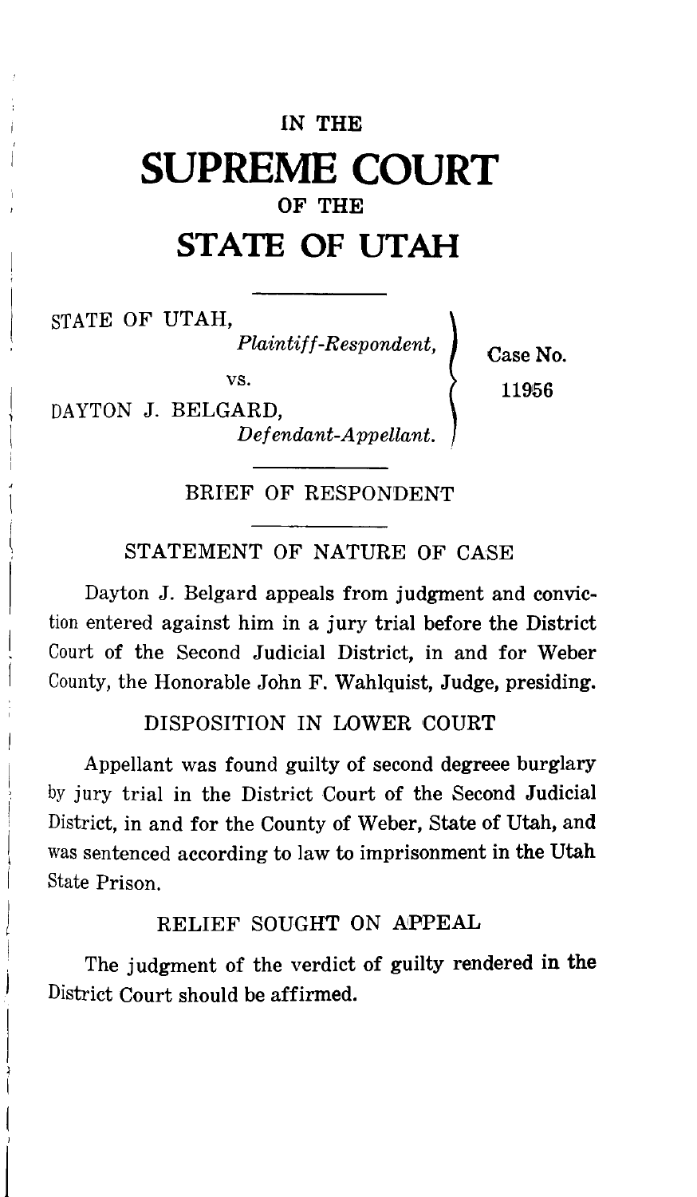# IN THE SUPREME COURT OF THE STATE OF UTAH

STATE OF UTAH,
*Plaintiff-Respondent,*

vs.

DAYTON J. BELGARD,
*Defendant-Appellant.*

Case No. 11956

## BRIEF OF RESPONDENT

### STATEMENT OF NATURE OF CASE

Dayton J. Belgard appeals from judgment and conviction entered against him in a jury trial before the District Court of the Second Judicial District, in and for Weber County, the Honorable John F. Wahlquist, Judge, presiding.

### DISPOSITION IN LOWER COURT

Appellant was found guilty of second degreee burglary by jury trial in the District Court of the Second Judicial District, in and for the County of Weber, State of Utah, and was sentenced according to law to imprisonment in the Utah State Prison.

### RELIEF SOUGHT ON APPEAL

The judgment of the verdict of guilty rendered in the District Court should be affirmed.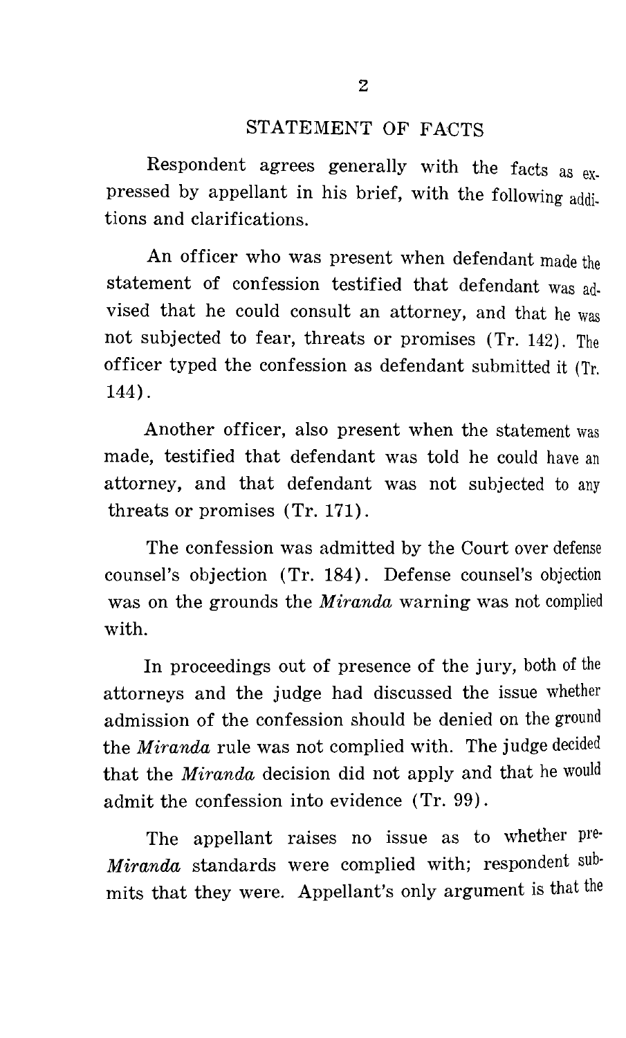## STATEMENT OF FACTS

Respondent agrees generally with the facts as expressed by appellant in his brief, with the following additions and clarifications.

An officer who was present when defendant made the statement of confession testified that defendant was advised that he could consult an attorney, and that he was not subjected to fear, threats or promises (Tr. 142). The officer typed the confession as defendant submitted it (Tr. 144).

Another officer, also present when the statement was made, testified that defendant was told he could have an attorney, and that defendant was not subjected to any threats or promises (Tr. 171).

The confession was admitted by the Court over defense counsel's objection (Tr. 184). Defense counsel's objection was on the grounds the *Miranda* warning was not complied with.

In proceedings out of presence of the jury, both of the attorneys and the judge had discussed the issue whether admission of the confession should be denied on the ground the *Miranda* rule was not complied with. The judge decided that the *Miranda* decision did not apply and that he would admit the confession into evidence (Tr. 99).

The appellant raises no issue as to whether pre-*Miranda* standards were complied with; respondent submits that they were. Appellant's only argument is that the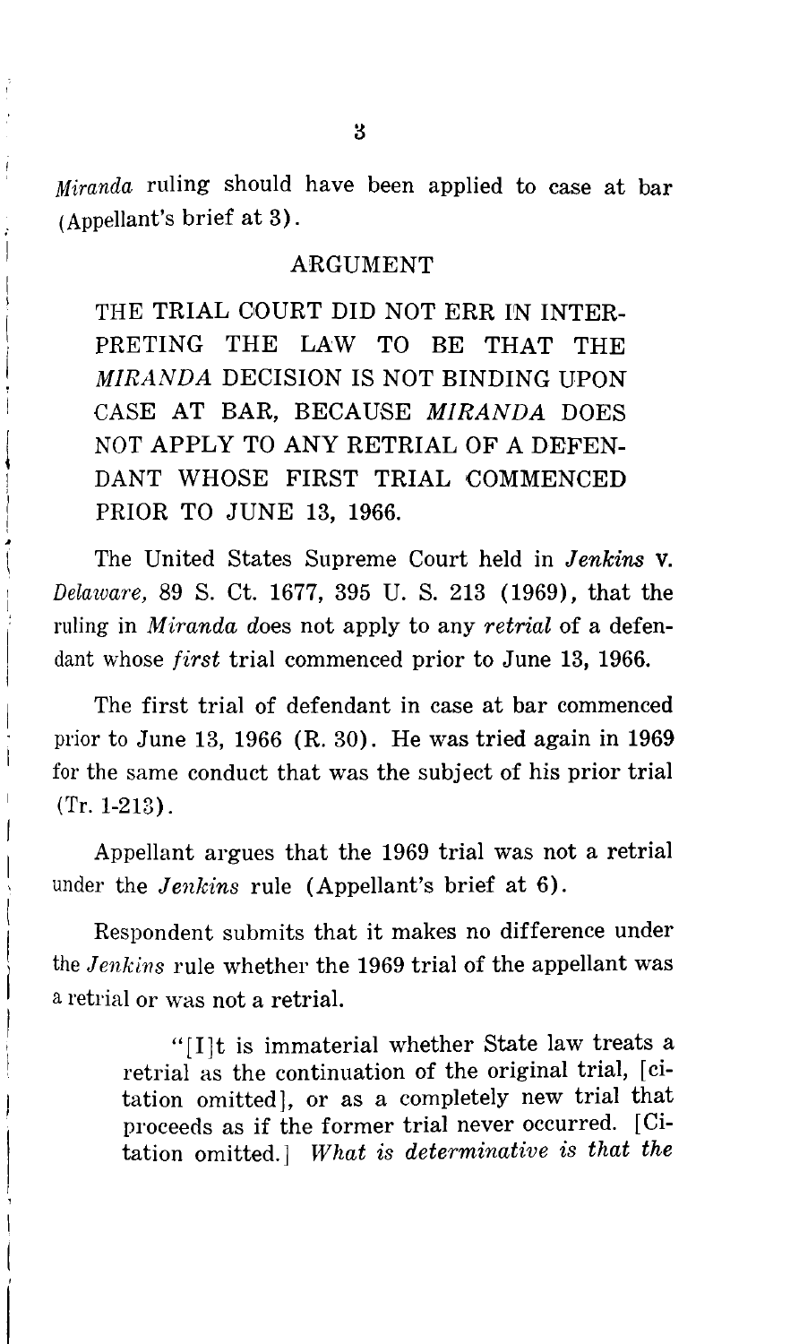*Miranda* ruling should have been applied to case at bar (Appellant's brief at 3).

## ARGUMENT

### THE TRIAL COURT DID NOT ERR IN INTERPRETING THE LAW TO BE THAT THE *MIRANDA* DECISION IS NOT BINDING UPON CASE AT BAR, BECAUSE *MIRANDA* DOES NOT APPLY TO ANY RETRIAL OF A DEFENDANT WHOSE FIRST TRIAL COMMENCED PRIOR TO JUNE 13, 1966.

The United States Supreme Court held in *Jenkins* v. *Delaware*, 89 S. Ct. 1677, 395 U. S. 213 (1969), that the ruling in *Miranda* does not apply to any *retrial* of a defendant whose *first* trial commenced prior to June 13, 1966.

The first trial of defendant in case at bar commenced prior to June 13, 1966 (R. 30). He was tried again in 1969 for the same conduct that was the subject of his prior trial (Tr. 1-213).

Appellant argues that the 1969 trial was not a retrial under the *Jenkins* rule (Appellant's brief at 6).

Respondent submits that it makes no difference under the *Jenkins* rule whether the 1969 trial of the appellant was a retrial or was not a retrial.

> "[I]t is immaterial whether State law treats a retrial as the continuation of the original trial, [citation omitted], or as a completely new trial that proceeds as if the former trial never occurred. [Citation omitted.] *What is determinative is that the*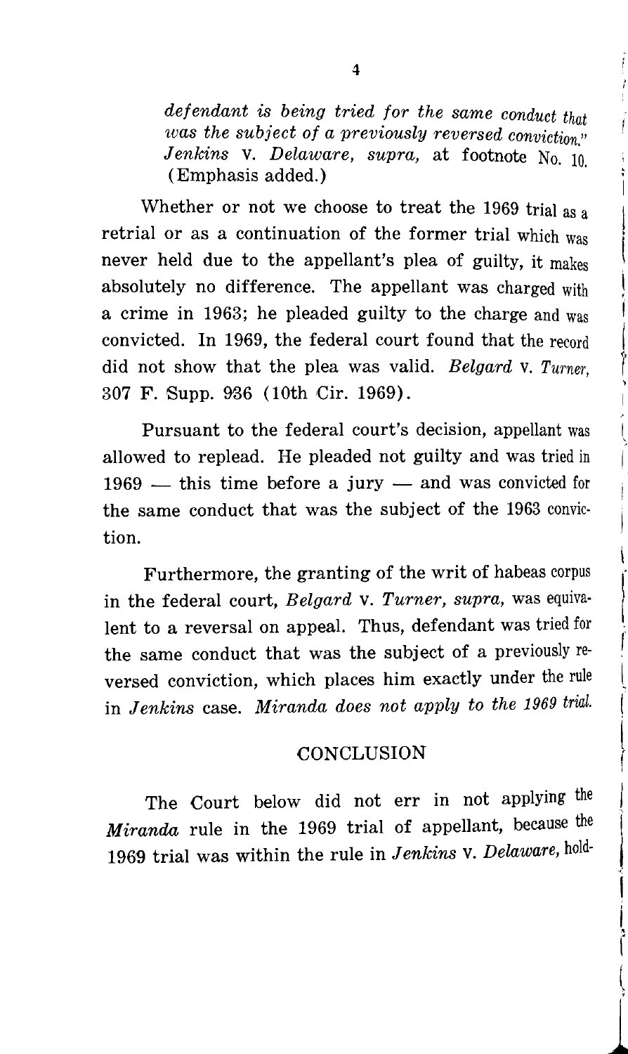*defendant is being tried for the same conduct that was the subject of a previously reversed conviction."* *Jenkins* v. *Delaware, supra,* at footnote No. 10. (Emphasis added.)

Whether or not we choose to treat the 1969 trial as a retrial or as a continuation of the former trial which was never held due to the appellant's plea of guilty, it makes absolutely no difference. The appellant was charged with a crime in 1963; he pleaded guilty to the charge and was convicted. In 1969, the federal court found that the record did not show that the plea was valid. *Belgard* v. *Turner,* 307 F. Supp. 936 (10th Cir. 1969).

Pursuant to the federal court's decision, appellant was allowed to replead. He pleaded not guilty and was tried in 1969 — this time before a jury — and was convicted for the same conduct that was the subject of the 1963 conviction.

Furthermore, the granting of the writ of habeas corpus in the federal court, *Belgard* v. *Turner, supra,* was equivalent to a reversal on appeal. Thus, defendant was tried for the same conduct that was the subject of a previously reversed conviction, which places him exactly under the rule in *Jenkins* case. *Miranda does not apply to the 1969 trial.*

## CONCLUSION

The Court below did not err in not applying the *Miranda* rule in the 1969 trial of appellant, because the 1969 trial was within the rule in *Jenkins* v. *Delaware,* hold-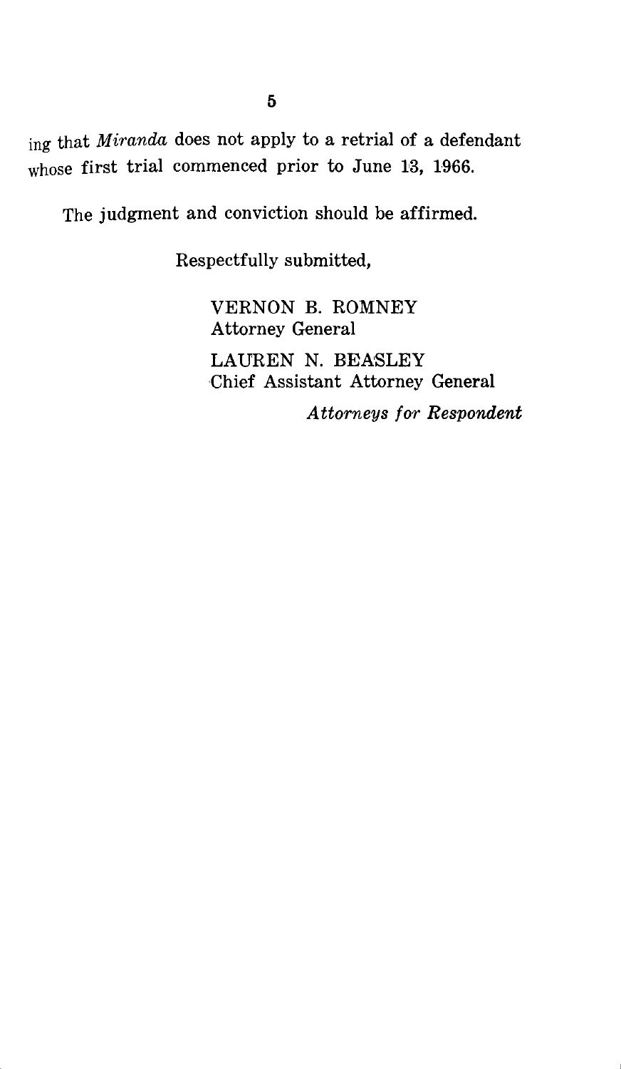ing that *Miranda* does not apply to a retrial of a defendant whose first trial commenced prior to June 13, 1966.

The judgment and conviction should be affirmed.

Respectfully submitted,

VERNON B. ROMNEY
Attorney General

LAUREN N. BEASLEY
Chief Assistant Attorney General

*Attorneys for Respondent*